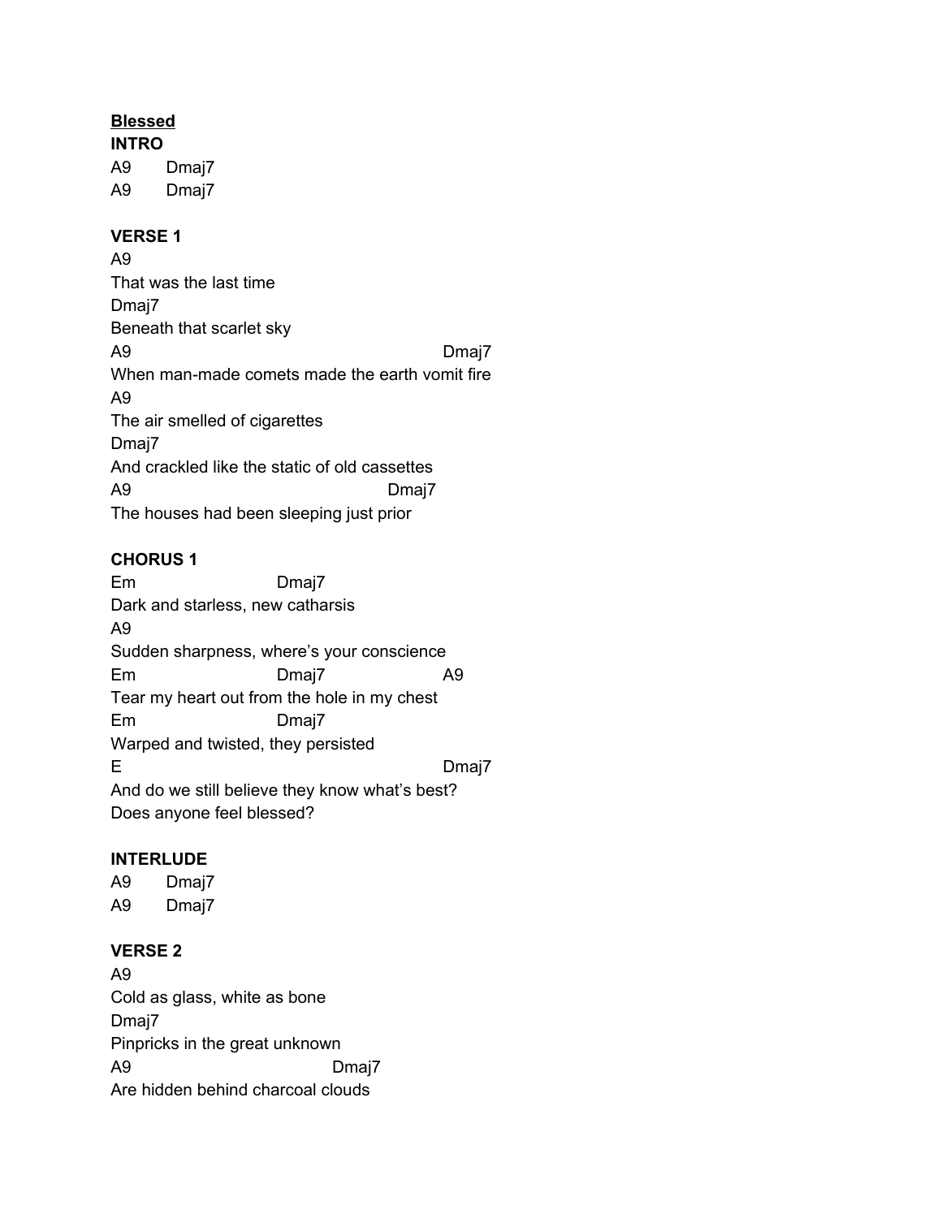**Blessed**

**INTRO**

```
A9      Dmaj7
A9      Dmaj7
```

**VERSE 1**

```
A9
That was the last time
Dmaj7
Beneath that scarlet sky
A9                                        Dmaj7
When man-made comets made the earth vomit fire
A9
The air smelled of cigarettes
Dmaj7
And crackled like the static of old cassettes
A9                                 Dmaj7
The houses had been sleeping just prior
```

**CHORUS 1**

```
Em                    Dmaj7
Dark and starless, new catharsis
A9
Sudden sharpness, where's your conscience
Em                    Dmaj7                 A9
Tear my heart out from the hole in my chest
Em                    Dmaj7
Warped and twisted, they persisted
E                                           Dmaj7
And do we still believe they know what's best?
Does anyone feel blessed?
```

**INTERLUDE**

```
A9      Dmaj7
A9      Dmaj7
```

**VERSE 2**

```
A9
Cold as glass, white as bone
Dmaj7
Pinpricks in the great unknown
A9                       Dmaj7
Are hidden behind charcoal clouds
```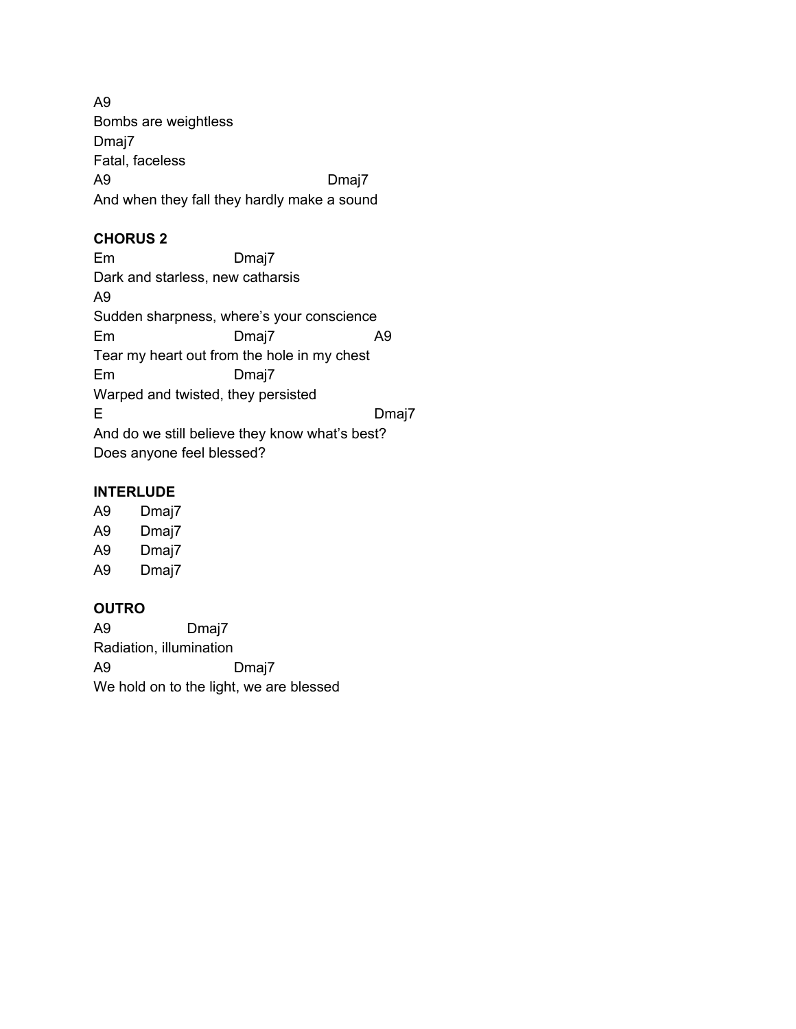```
A9
Bombs are weightless
Dmaj7
Fatal, faceless
A9                                      Dmaj7
And when they fall they hardly make a sound
```

**CHORUS 2**

```
Em                    Dmaj7
Dark and starless, new catharsis
A9
Sudden sharpness, where's your conscience
Em                    Dmaj7                    A9
Tear my heart out from the hole in my chest
Em                    Dmaj7
Warped and twisted, they persisted
E                                                  Dmaj7
And do we still believe they know what's best?
Does anyone feel blessed?
```

**INTERLUDE**

```
A9      Dmaj7
A9      Dmaj7
A9      Dmaj7
A9      Dmaj7
```

**OUTRO**

```
A9              Dmaj7
Radiation, illumination
A9                    Dmaj7
We hold on to the light, we are blessed
```